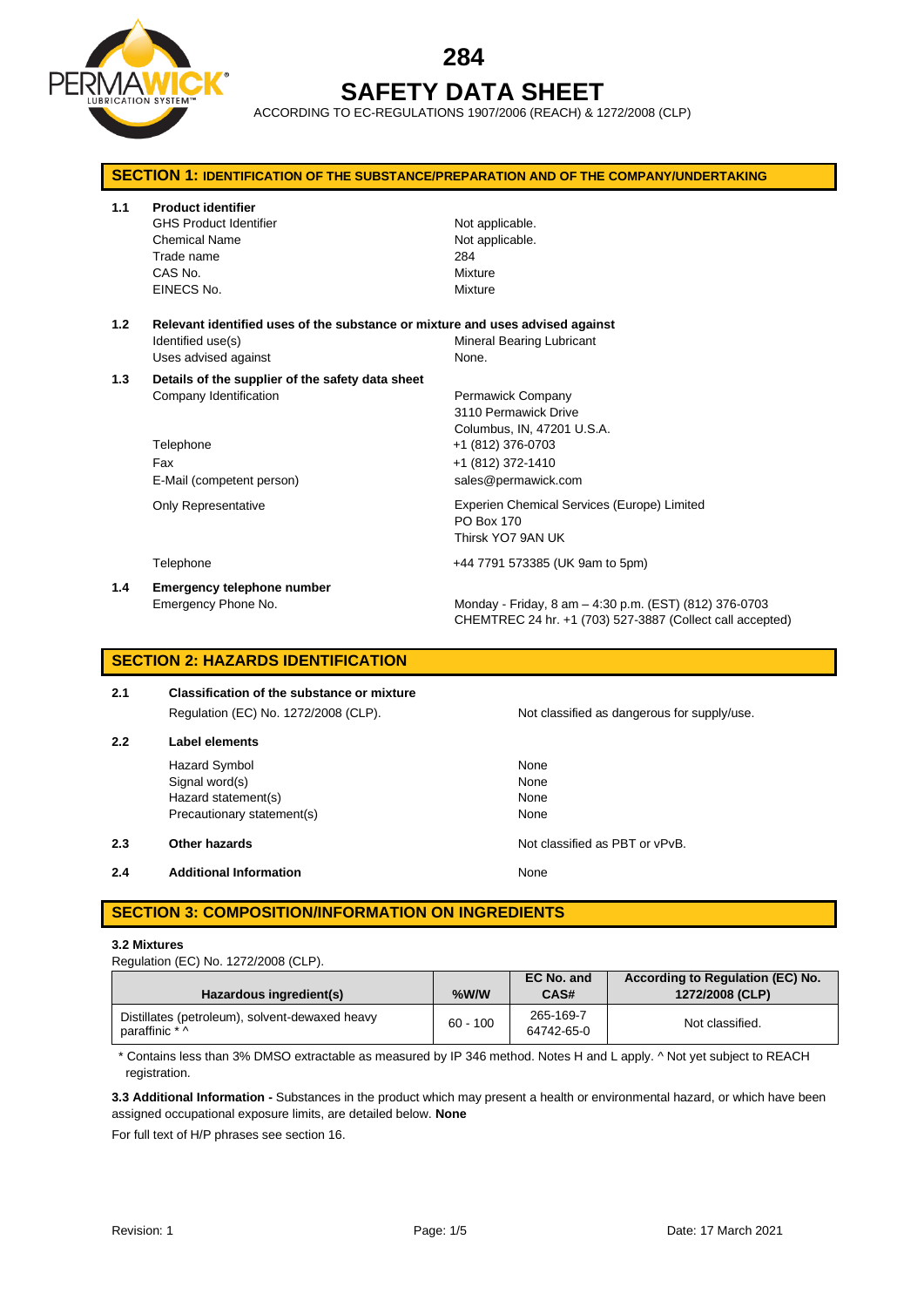# 284

# SAFETY DATA SHEET

ACCORDING TO EC-REGULATIONS 1907/2006 (REACH) & 1272/2008 (CLP)

## SECTION 1: IDENTIFICATION OF THE SUBSTANCE/PREPARATION AND OF THE COMPANY/UNDERTAKING

**1.1 Product identifier**

| | |
|---|---|
| GHS Product Identifier | Not applicable. |
| Chemical Name | Not applicable. |
| Trade name | 284 |
| CAS No. | Mixture |
| EINECS No. | Mixture |

**1.2 Relevant identified uses of the substance or mixture and uses advised against**

| | |
|---|---|
| Identified use(s) | Mineral Bearing Lubricant |
| Uses advised against | None. |

**1.3 Details of the supplier of the safety data sheet**

| | |
|---|---|
| Company Identification | Permawick Company<br>3110 Permawick Drive<br>Columbus, IN, 47201 U.S.A. |
| Telephone | +1 (812) 376-0703 |
| Fax | +1 (812) 372-1410 |
| E-Mail (competent person) | sales@permawick.com |
| Only Representative | Experien Chemical Services (Europe) Limited<br>PO Box 170<br>Thirsk YO7 9AN UK |
| Telephone | +44 7791 573385 (UK 9am to 5pm) |

**1.4 Emergency telephone number**

| | |
|---|---|
| Emergency Phone No. | Monday - Friday, 8 am – 4:30 p.m. (EST) (812) 376-0703<br>CHEMTREC 24 hr. +1 (703) 527-3887 (Collect call accepted) |

## SECTION 2: HAZARDS IDENTIFICATION

**2.1 Classification of the substance or mixture**

Regulation (EC) No. 1272/2008 (CLP). Not classified as dangerous for supply/use.

**2.2 Label elements**

| | |
|---|---|
| Hazard Symbol | None |
| Signal word(s) | None |
| Hazard statement(s) | None |
| Precautionary statement(s) | None |

**2.3 Other hazards** Not classified as PBT or vPvB.

**2.4 Additional Information** None

## SECTION 3: COMPOSITION/INFORMATION ON INGREDIENTS

**3.2 Mixtures**

Regulation (EC) No. 1272/2008 (CLP).

| Hazardous ingredient(s) | %W/W | EC No. and CAS# | According to Regulation (EC) No. 1272/2008 (CLP) |
|---|---|---|---|
| Distillates (petroleum), solvent-dewaxed heavy paraffinic * ^ | 60 - 100 | 265-169-7<br>64742-65-0 | Not classified. |

\* Contains less than 3% DMSO extractable as measured by IP 346 method. Notes H and L apply. ^ Not yet subject to REACH registration.

**3.3 Additional Information -** Substances in the product which may present a health or environmental hazard, or which have been assigned occupational exposure limits, are detailed below. **None**

For full text of H/P phrases see section 16.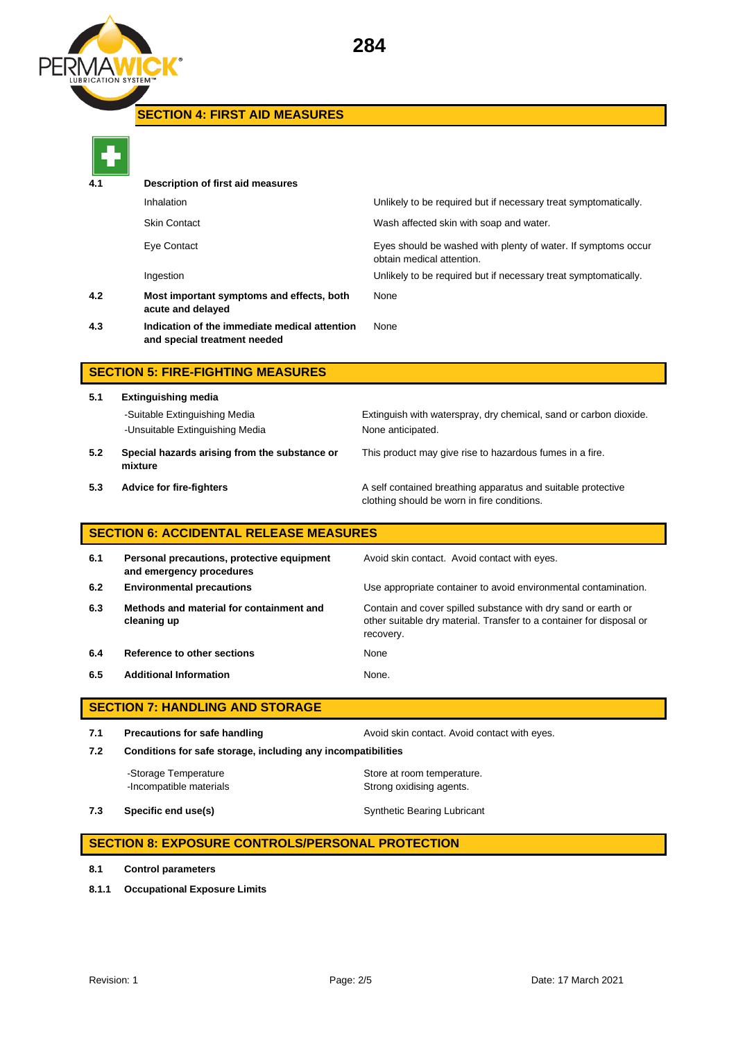## SECTION 4: FIRST AID MEASURES

| | | |
|---|---|---|
| **4.1** | **Description of first aid measures** | |
| | Inhalation | Unlikely to be required but if necessary treat symptomatically. |
| | Skin Contact | Wash affected skin with soap and water. |
| | Eye Contact | Eyes should be washed with plenty of water. If symptoms occur obtain medical attention. |
| | Ingestion | Unlikely to be required but if necessary treat symptomatically. |
| **4.2** | **Most important symptoms and effects, both acute and delayed** | None |
| **4.3** | **Indication of the immediate medical attention and special treatment needed** | None |

## SECTION 5: FIRE-FIGHTING MEASURES

| | | |
|---|---|---|
| **5.1** | **Extinguishing media** | |
| | -Suitable Extinguishing Media | Extinguish with waterspray, dry chemical, sand or carbon dioxide. |
| | -Unsuitable Extinguishing Media | None anticipated. |
| **5.2** | **Special hazards arising from the substance or mixture** | This product may give rise to hazardous fumes in a fire. |
| **5.3** | **Advice for fire-fighters** | A self contained breathing apparatus and suitable protective clothing should be worn in fire conditions. |

## SECTION 6: ACCIDENTAL RELEASE MEASURES

| | | |
|---|---|---|
| **6.1** | **Personal precautions, protective equipment and emergency procedures** | Avoid skin contact. Avoid contact with eyes. |
| **6.2** | **Environmental precautions** | Use appropriate container to avoid environmental contamination. |
| **6.3** | **Methods and material for containment and cleaning up** | Contain and cover spilled substance with dry sand or earth or other suitable dry material. Transfer to a container for disposal or recovery. |
| **6.4** | **Reference to other sections** | None |
| **6.5** | **Additional Information** | None. |

## SECTION 7: HANDLING AND STORAGE

| | | |
|---|---|---|
| **7.1** | **Precautions for safe handling** | Avoid skin contact. Avoid contact with eyes. |
| **7.2** | **Conditions for safe storage, including any incompatibilities** | |
| | -Storage Temperature | Store at room temperature. |
| | -Incompatible materials | Strong oxidising agents. |
| **7.3** | **Specific end use(s)** | Synthetic Bearing Lubricant |

## SECTION 8: EXPOSURE CONTROLS/PERSONAL PROTECTION

**8.1** **Control parameters**

**8.1.1** **Occupational Exposure Limits**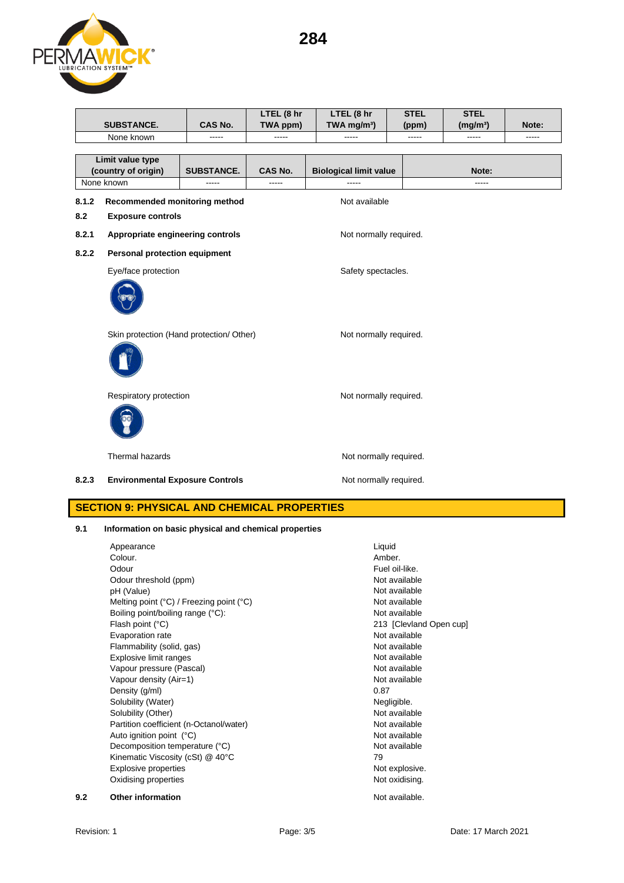| SUBSTANCE. | CAS No. | LTEL (8 hr TWA ppm) | LTEL (8 hr TWA mg/m³) | STEL (ppm) | STEL (mg/m³) | Note: |
|---|---|---|---|---|---|---|
| None known | ----- | ----- | ----- | ----- | ----- | ----- |

| Limit value type (country of origin) | SUBSTANCE. | CAS No. | Biological limit value | Note: |
|---|---|---|---|---|
| None known | ----- | ----- | ----- | ----- |

**8.1.2 Recommended monitoring method** Not available

**8.2 Exposure controls**

**8.2.1 Appropriate engineering controls** Not normally required.

**8.2.2 Personal protection equipment**

Eye/face protection: Safety spectacles.

Skin protection (Hand protection/ Other): Not normally required.

Respiratory protection: Not normally required.

Thermal hazards: Not normally required.

**8.2.3 Environmental Exposure Controls** Not normally required.

## SECTION 9: PHYSICAL AND CHEMICAL PROPERTIES

**9.1 Information on basic physical and chemical properties**

| Property | Value |
|---|---|
| Appearance | Liquid |
| Colour. | Amber. |
| Odour | Fuel oil-like. |
| Odour threshold (ppm) | Not available |
| pH (Value) | Not available |
| Melting point (°C) / Freezing point (°C) | Not available |
| Boiling point/boiling range (°C): | Not available |
| Flash point (°C) | 213 [Clevland Open cup] |
| Evaporation rate | Not available |
| Flammability (solid, gas) | Not available |
| Explosive limit ranges | Not available |
| Vapour pressure (Pascal) | Not available |
| Vapour density (Air=1) | Not available |
| Density (g/ml) | 0.87 |
| Solubility (Water) | Negligible. |
| Solubility (Other) | Not available |
| Partition coefficient (n-Octanol/water) | Not available |
| Auto ignition point (°C) | Not available |
| Decomposition temperature (°C) | Not available |
| Kinematic Viscosity (cSt) @ 40°C | 79 |
| Explosive properties | Not explosive. |
| Oxidising properties | Not oxidising. |

**9.2 Other information** Not available.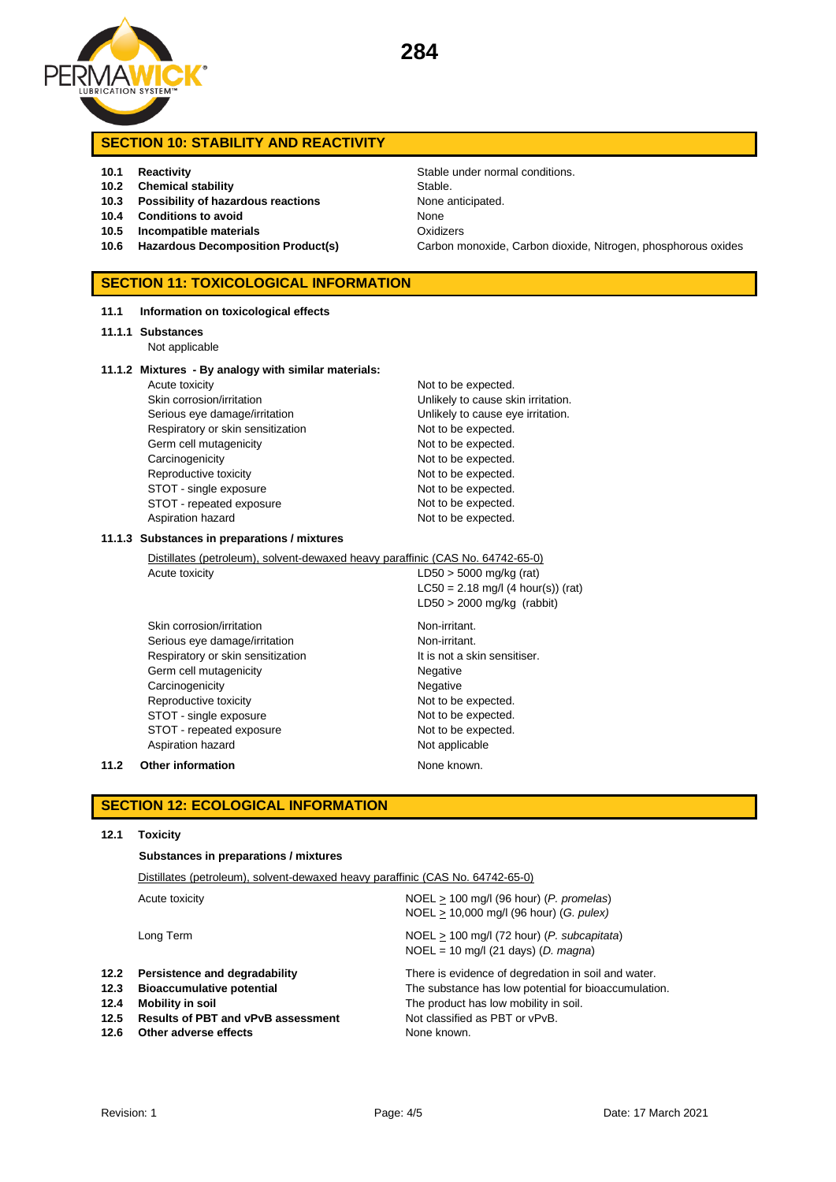## SECTION 10: STABILITY AND REACTIVITY

| | | |
|---|---|---|
| **10.1** | **Reactivity** | Stable under normal conditions. |
| **10.2** | **Chemical stability** | Stable. |
| **10.3** | **Possibility of hazardous reactions** | None anticipated. |
| **10.4** | **Conditions to avoid** | None |
| **10.5** | **Incompatible materials** | Oxidizers |
| **10.6** | **Hazardous Decomposition Product(s)** | Carbon monoxide, Carbon dioxide, Nitrogen, phosphorous oxides |

## SECTION 11: TOXICOLOGICAL INFORMATION

**11.1 Information on toxicological effects**

**11.1.1 Substances**

Not applicable

**11.1.2 Mixtures - By analogy with similar materials:**

| | |
|---|---|
| Acute toxicity | Not to be expected. |
| Skin corrosion/irritation | Unlikely to cause skin irritation. |
| Serious eye damage/irritation | Unlikely to cause eye irritation. |
| Respiratory or skin sensitization | Not to be expected. |
| Germ cell mutagenicity | Not to be expected. |
| Carcinogenicity | Not to be expected. |
| Reproductive toxicity | Not to be expected. |
| STOT - single exposure | Not to be expected. |
| STOT - repeated exposure | Not to be expected. |
| Aspiration hazard | Not to be expected. |

**11.1.3 Substances in preparations / mixtures**

Distillates (petroleum), solvent-dewaxed heavy paraffinic (CAS No. 64742-65-0)

| | |
|---|---|
| Acute toxicity | LD50 > 5000 mg/kg (rat)<br>LC50 = 2.18 mg/l (4 hour(s)) (rat)<br>LD50 > 2000 mg/kg (rabbit) |
| Skin corrosion/irritation | Non-irritant. |
| Serious eye damage/irritation | Non-irritant. |
| Respiratory or skin sensitization | It is not a skin sensitiser. |
| Germ cell mutagenicity | Negative |
| Carcinogenicity | Negative |
| Reproductive toxicity | Not to be expected. |
| STOT - single exposure | Not to be expected. |
| STOT - repeated exposure | Not to be expected. |
| Aspiration hazard | Not applicable |

**11.2 Other information** — None known.

## SECTION 12: ECOLOGICAL INFORMATION

**12.1 Toxicity**

**Substances in preparations / mixtures**

Distillates (petroleum), solvent-dewaxed heavy paraffinic (CAS No. 64742-65-0)

| | |
|---|---|
| Acute toxicity | NOEL ≥ 100 mg/l (96 hour) (*P. promelas*)<br>NOEL ≥ 10,000 mg/l (96 hour) (*G. pulex)* |
| Long Term | NOEL ≥ 100 mg/l (72 hour) (*P. subcapitata*)<br>NOEL = 10 mg/l (21 days) (*D. magna*) |

| | | |
|---|---|---|
| **12.2** | **Persistence and degradability** | There is evidence of degredation in soil and water. |
| **12.3** | **Bioaccumulative potential** | The substance has low potential for bioaccumulation. |
| **12.4** | **Mobility in soil** | The product has low mobility in soil. |
| **12.5** | **Results of PBT and vPvB assessment** | Not classified as PBT or vPvB. |
| **12.6** | **Other adverse effects** | None known. |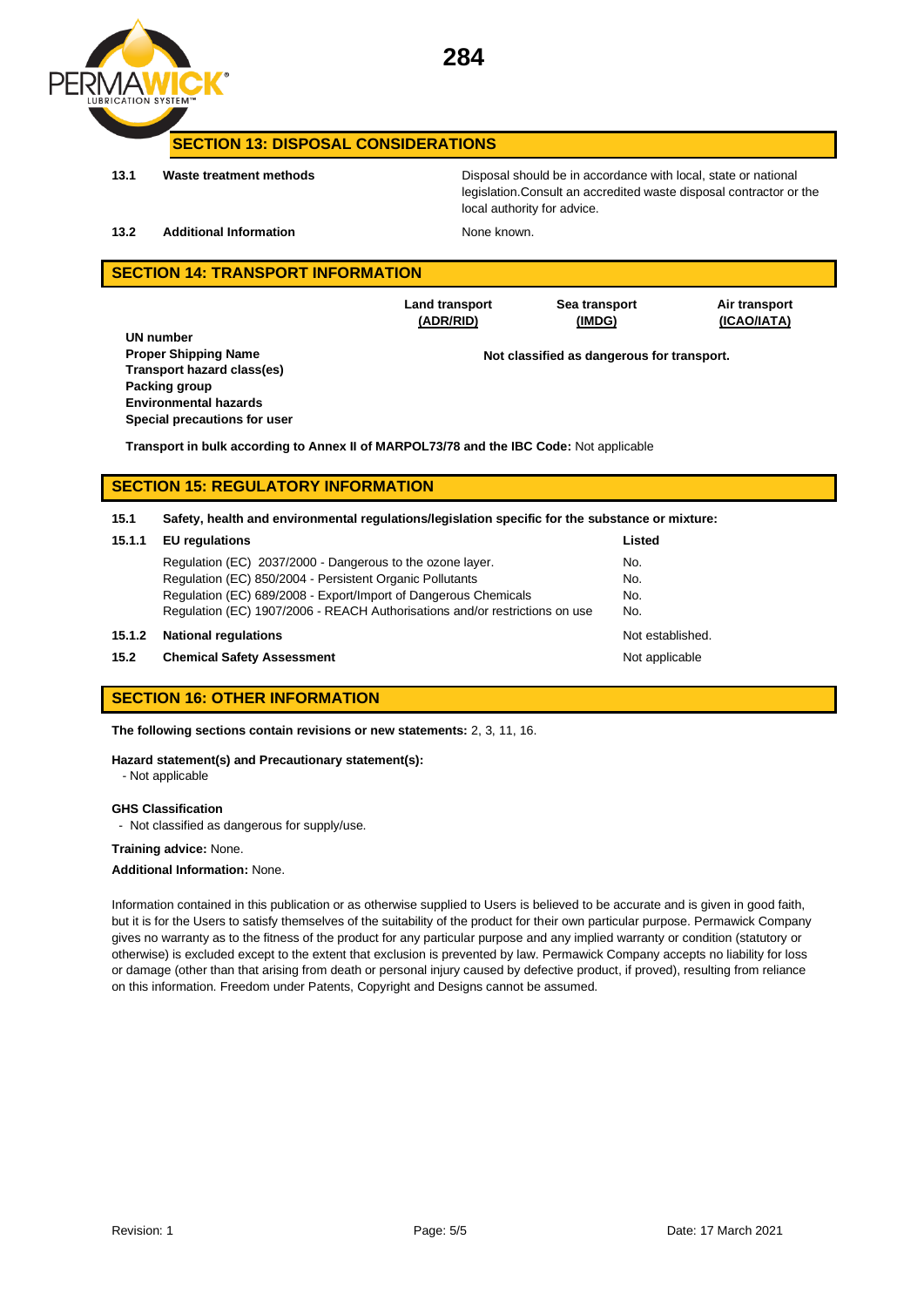## SECTION 13: DISPOSAL CONSIDERATIONS

| | | |
|---|---|---|
| **13.1** | **Waste treatment methods** | Disposal should be in accordance with local, state or national legislation.Consult an accredited waste disposal contractor or the local authority for advice. |
| **13.2** | **Additional Information** | None known. |

## SECTION 14: TRANSPORT INFORMATION

| | Land transport (ADR/RID) | Sea transport (IMDG) | Air transport (ICAO/IATA) |
|---|---|---|---|
| **UN number**<br>**Proper Shipping Name**<br>**Transport hazard class(es)**<br>**Packing group**<br>**Environmental hazards**<br>**Special precautions for user** | **Not classified as dangerous for transport.** | | |

**Transport in bulk according to Annex II of MARPOL73/78 and the IBC Code:** Not applicable

## SECTION 15: REGULATORY INFORMATION

**15.1 Safety, health and environmental regulations/legislation specific for the substance or mixture:**

| | | |
|---|---|---|
| **15.1.1** | **EU regulations** | **Listed** |
| | Regulation (EC) 2037/2000 - Dangerous to the ozone layer. | No. |
| | Regulation (EC) 850/2004 - Persistent Organic Pollutants | No. |
| | Regulation (EC) 689/2008 - Export/Import of Dangerous Chemicals | No. |
| | Regulation (EC) 1907/2006 - REACH Authorisations and/or restrictions on use | No. |
| **15.1.2** | **National regulations** | Not established. |
| **15.2** | **Chemical Safety Assessment** | Not applicable |

## SECTION 16: OTHER INFORMATION

**The following sections contain revisions or new statements:** 2, 3, 11, 16.

**Hazard statement(s) and Precautionary statement(s):**
- Not applicable

**GHS Classification**
- Not classified as dangerous for supply/use.

**Training advice:** None.

**Additional Information:** None.

Information contained in this publication or as otherwise supplied to Users is believed to be accurate and is given in good faith, but it is for the Users to satisfy themselves of the suitability of the product for their own particular purpose. Permawick Company gives no warranty as to the fitness of the product for any particular purpose and any implied warranty or condition (statutory or otherwise) is excluded except to the extent that exclusion is prevented by law. Permawick Company accepts no liability for loss or damage (other than that arising from death or personal injury caused by defective product, if proved), resulting from reliance on this information. Freedom under Patents, Copyright and Designs cannot be assumed.